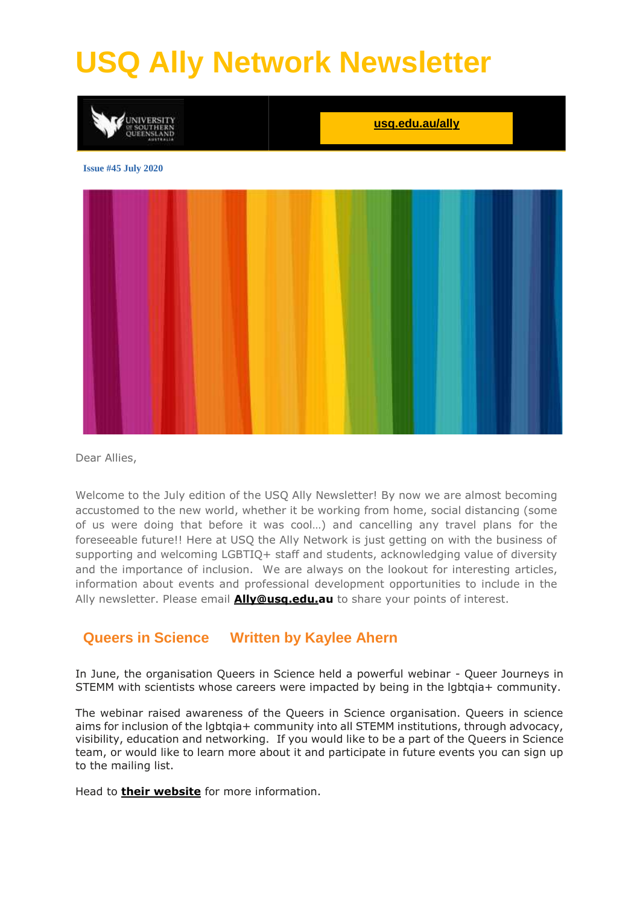# USQ Ally Network Newsletter

UNIVERSITY OF SOUTHERN QUEENSLAND AUSTRALIA

**usq.edu.au/ally**

**Issue #45 July 2020**

Dear Allies,

Welcome to the July edition of the USQ Ally Newsletter! By now we are almost becoming accustomed to the new world, whether it be working from home, social distancing (some of us were doing that before it was cool…) and cancelling any travel plans for the foreseeable future!! Here at USQ the Ally Network is just getting on with the business of supporting and welcoming LGBTIQ+ staff and students, acknowledging value of diversity and the importance of inclusion. We are always on the lookout for interesting articles, information about events and professional development opportunities to include in the Ally newsletter. Please email **Ally@usq.edu.au** to share your points of interest.

## Queers in Science Written by Kaylee Ahern

In June, the organisation Queers in Science held a powerful webinar - Queer Journeys in STEMM with scientists whose careers were impacted by being in the lgbtqia+ community.

The webinar raised awareness of the Queers in Science organisation. Queers in science aims for inclusion of the lgbtqia+ community into all STEMM institutions, through advocacy, visibility, education and networking. If you would like to be a part of the Queers in Science team, or would like to learn more about it and participate in future events you can sign up to the mailing list.

Head to **their website** for more information.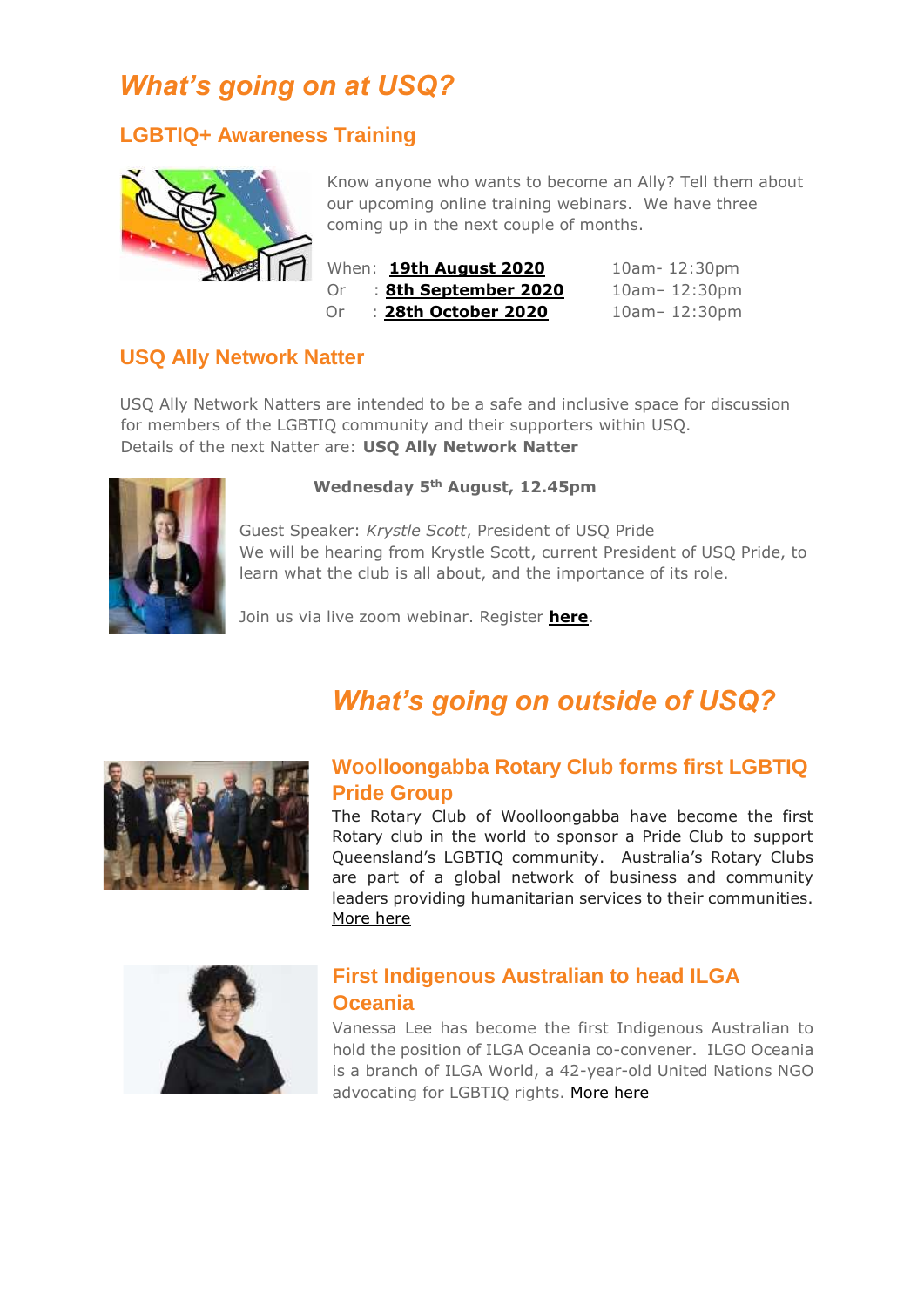# *What's going on at USQ?*

## LGBTIQ+ Awareness Training

Know anyone who wants to become an Ally? Tell them about our upcoming online training webinars. We have three coming up in the next couple of months.

When: **19th August 2020** 10am- 12:30pm
Or : **8th September 2020** 10am– 12:30pm
Or : **28th October 2020** 10am– 12:30pm

## USQ Ally Network Natter

USQ Ally Network Natters are intended to be a safe and inclusive space for discussion for members of the LGBTIQ community and their supporters within USQ.
Details of the next Natter are: **USQ Ally Network Natter**

**Wednesday 5th August, 12.45pm**

Guest Speaker: *Krystle Scott*, President of USQ Pride
We will be hearing from Krystle Scott, current President of USQ Pride, to learn what the club is all about, and the importance of its role.

Join us via live zoom webinar. Register **here**.

# *What's going on outside of USQ?*

## Woolloongabba Rotary Club forms first LGBTIQ Pride Group

The Rotary Club of Woolloongabba have become the first Rotary club in the world to sponsor a Pride Club to support Queensland's LGBTIQ community. Australia's Rotary Clubs are part of a global network of business and community leaders providing humanitarian services to their communities. More here

## First Indigenous Australian to head ILGA Oceania

Vanessa Lee has become the first Indigenous Australian to hold the position of ILGA Oceania co-convener. ILGO Oceania is a branch of ILGA World, a 42-year-old United Nations NGO advocating for LGBTIQ rights. More here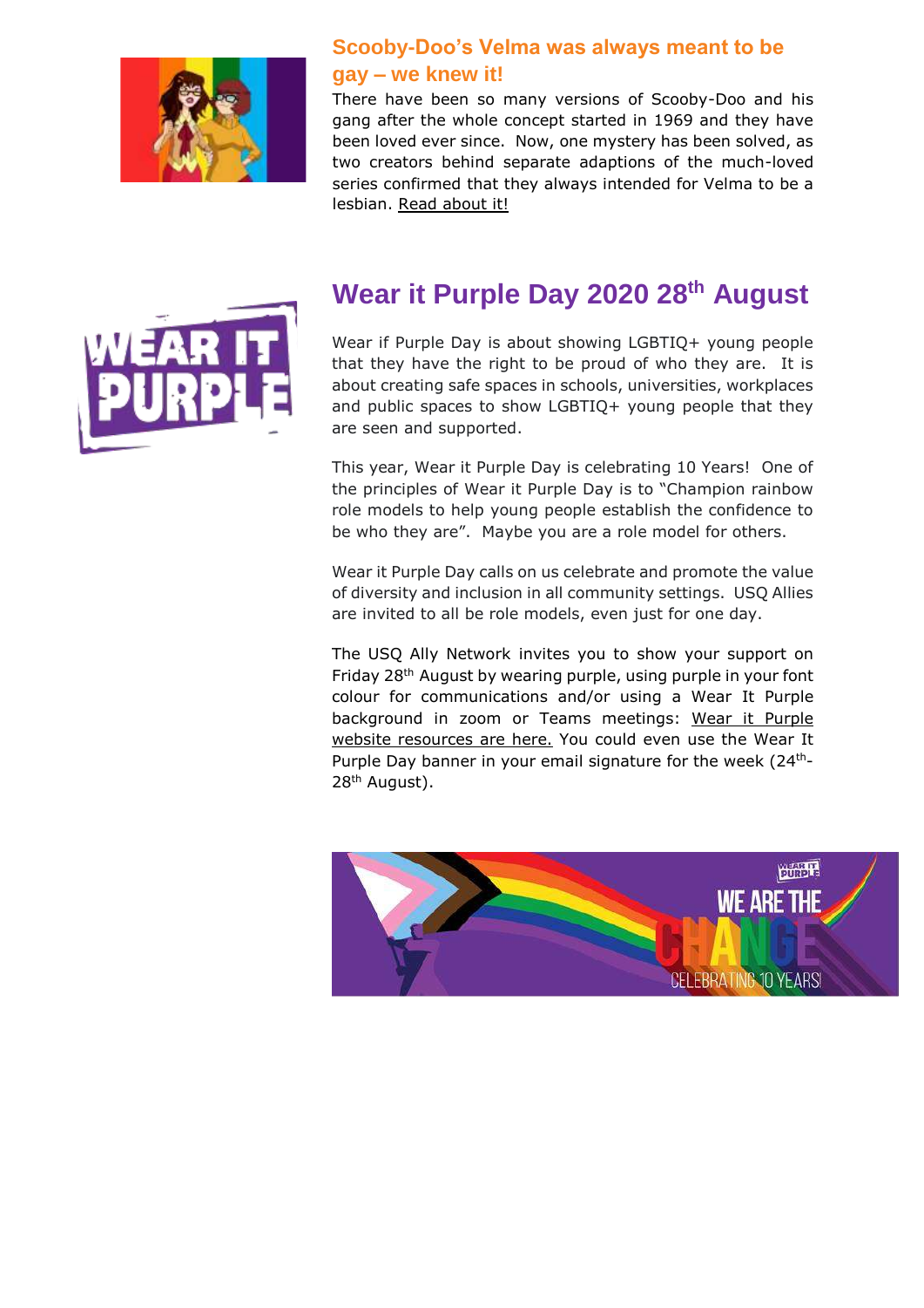## Scooby-Doo's Velma was always meant to be gay – we knew it!

There have been so many versions of Scooby-Doo and his gang after the whole concept started in 1969 and they have been loved ever since. Now, one mystery has been solved, as two creators behind separate adaptions of the much-loved series confirmed that they always intended for Velma to be a lesbian. Read about it!

## Wear it Purple Day 2020 28th August

Wear if Purple Day is about showing LGBTIQ+ young people that they have the right to be proud of who they are. It is about creating safe spaces in schools, universities, workplaces and public spaces to show LGBTIQ+ young people that they are seen and supported.

This year, Wear it Purple Day is celebrating 10 Years! One of the principles of Wear it Purple Day is to "Champion rainbow role models to help young people establish the confidence to be who they are". Maybe you are a role model for others.

Wear it Purple Day calls on us celebrate and promote the value of diversity and inclusion in all community settings. USQ Allies are invited to all be role models, even just for one day.

The USQ Ally Network invites you to show your support on Friday 28th August by wearing purple, using purple in your font colour for communications and/or using a Wear It Purple background in zoom or Teams meetings: Wear it Purple website resources are here. You could even use the Wear It Purple Day banner in your email signature for the week (24th-28th August).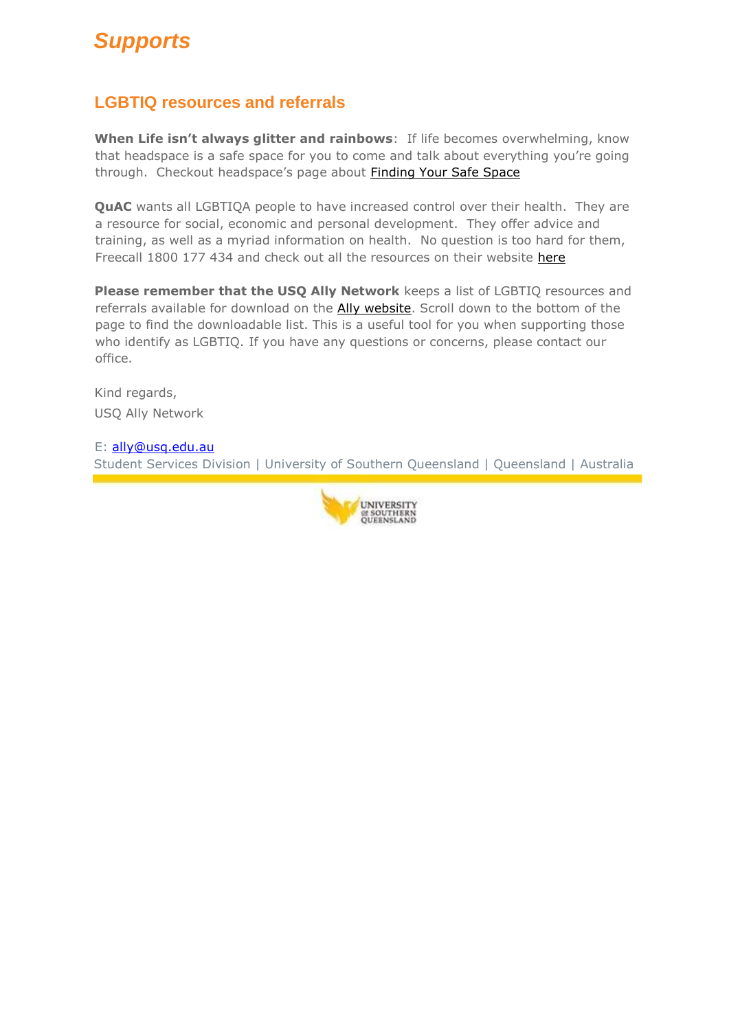# *Supports*

## LGBTIQ resources and referrals

**When Life isn't always glitter and rainbows**: If life becomes overwhelming, know that headspace is a safe space for you to come and talk about everything you're going through. Checkout headspace's page about Finding Your Safe Space

**QuAC** wants all LGBTIQA people to have increased control over their health. They are a resource for social, economic and personal development. They offer advice and training, as well as a myriad information on health. No question is too hard for them, Freecall 1800 177 434 and check out all the resources on their website here

**Please remember that the USQ Ally Network** keeps a list of LGBTIQ resources and referrals available for download on the Ally website. Scroll down to the bottom of the page to find the downloadable list. This is a useful tool for you when supporting those who identify as LGBTIQ. If you have any questions or concerns, please contact our office.

Kind regards,

USQ Ally Network

E: ally@usq.edu.au

Student Services Division | University of Southern Queensland | Queensland | Australia